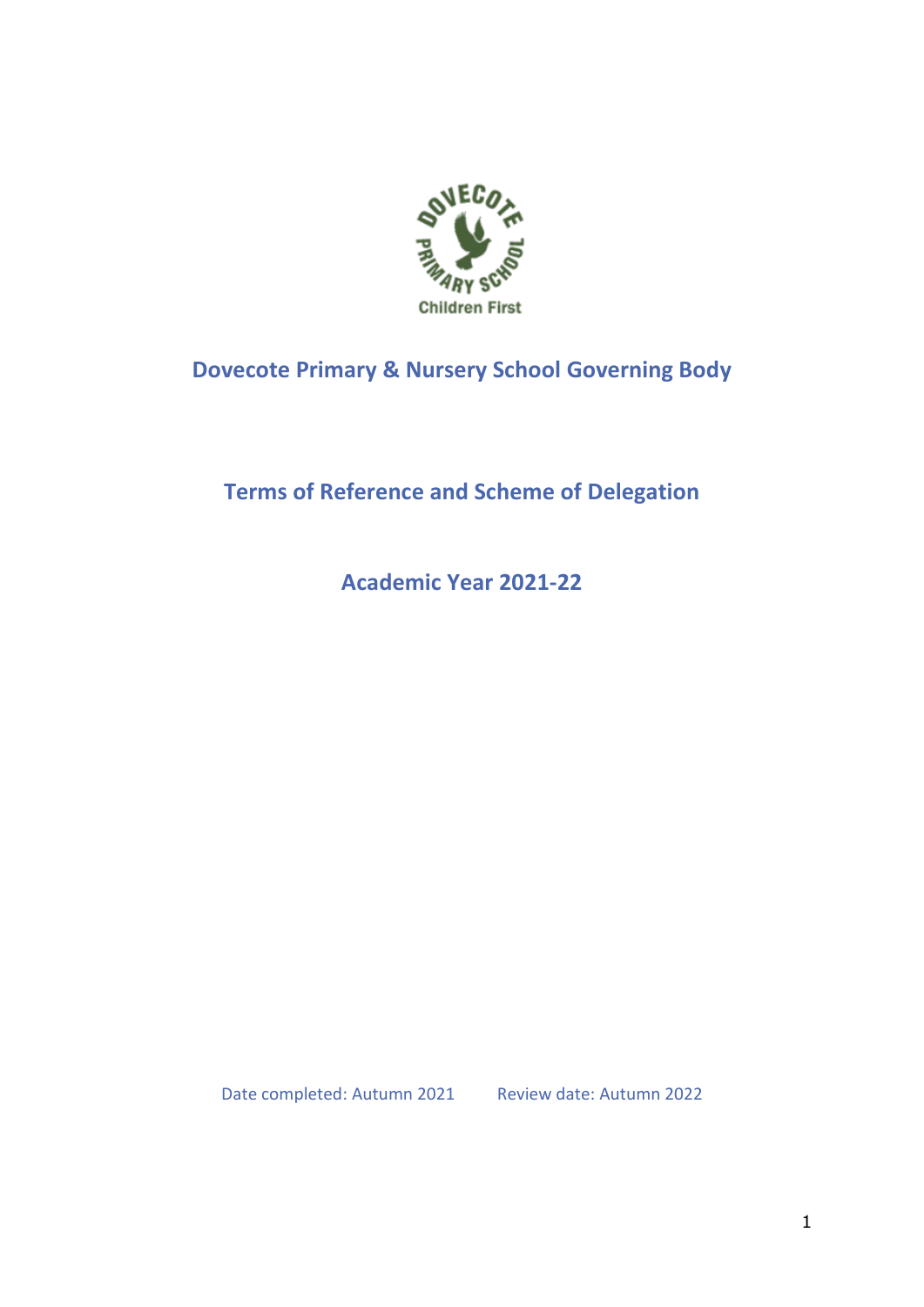# Dovecote Primary & Nursery School Governing Body

## Terms of Reference and Scheme of Delegation

## Academic Year 2021-22

Date completed: Autumn 2021  Review date: Autumn 2022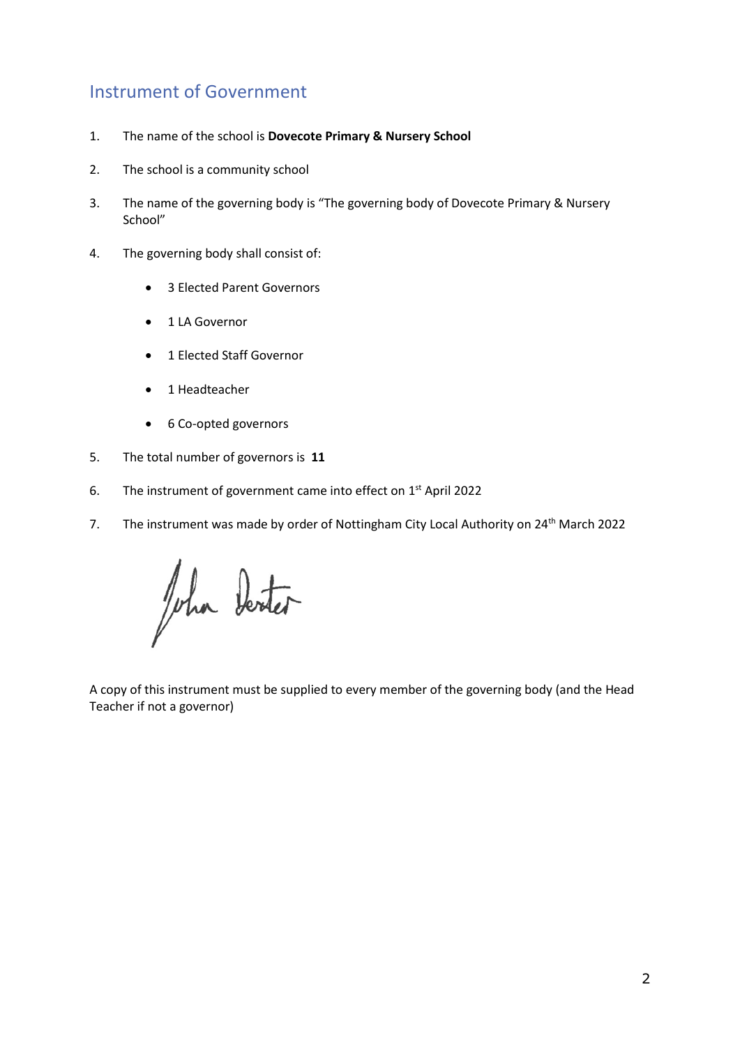# Instrument of Government

1. The name of the school is **Dovecote Primary & Nursery School**

2. The school is a community school

3. The name of the governing body is "The governing body of Dovecote Primary & Nursery School"

4. The governing body shall consist of:

    - 3 Elected Parent Governors
    - 1 LA Governor
    - 1 Elected Staff Governor
    - 1 Headteacher
    - 6 Co-opted governors

5. The total number of governors is **11**

6. The instrument of government came into effect on 1st April 2022

7. The instrument was made by order of Nottingham City Local Authority on 24th March 2022

A copy of this instrument must be supplied to every member of the governing body (and the Head Teacher if not a governor)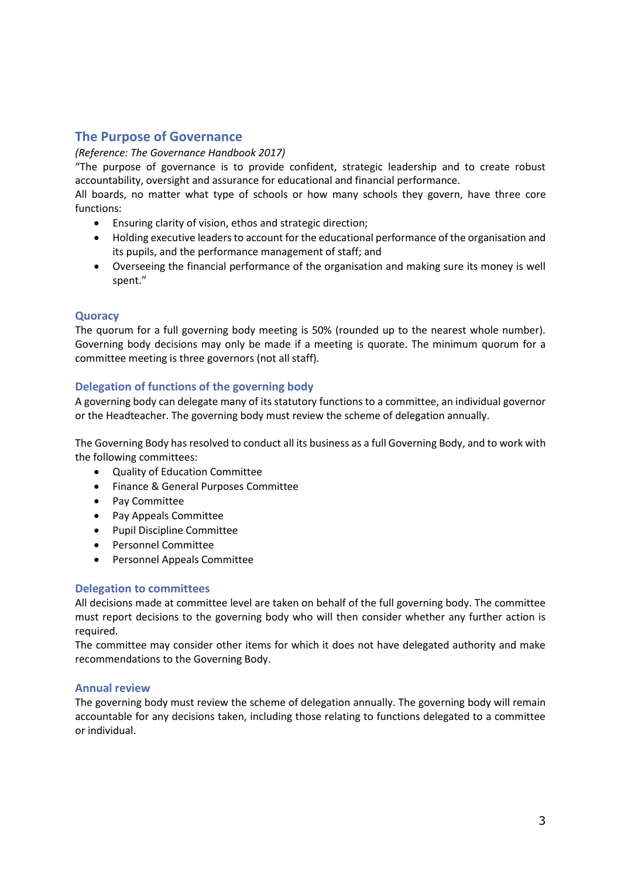## The Purpose of Governance

*(Reference: The Governance Handbook 2017)*

"The purpose of governance is to provide confident, strategic leadership and to create robust accountability, oversight and assurance for educational and financial performance.

All boards, no matter what type of schools or how many schools they govern, have three core functions:

- Ensuring clarity of vision, ethos and strategic direction;
- Holding executive leaders to account for the educational performance of the organisation and its pupils, and the performance management of staff; and
- Overseeing the financial performance of the organisation and making sure its money is well spent."

### Quoracy

The quorum for a full governing body meeting is 50% (rounded up to the nearest whole number). Governing body decisions may only be made if a meeting is quorate. The minimum quorum for a committee meeting is three governors (not all staff).

### Delegation of functions of the governing body

A governing body can delegate many of its statutory functions to a committee, an individual governor or the Headteacher. The governing body must review the scheme of delegation annually.

The Governing Body has resolved to conduct all its business as a full Governing Body, and to work with the following committees:

- Quality of Education Committee
- Finance & General Purposes Committee
- Pay Committee
- Pay Appeals Committee
- Pupil Discipline Committee
- Personnel Committee
- Personnel Appeals Committee

### Delegation to committees

All decisions made at committee level are taken on behalf of the full governing body. The committee must report decisions to the governing body who will then consider whether any further action is required.

The committee may consider other items for which it does not have delegated authority and make recommendations to the Governing Body.

### Annual review

The governing body must review the scheme of delegation annually. The governing body will remain accountable for any decisions taken, including those relating to functions delegated to a committee or individual.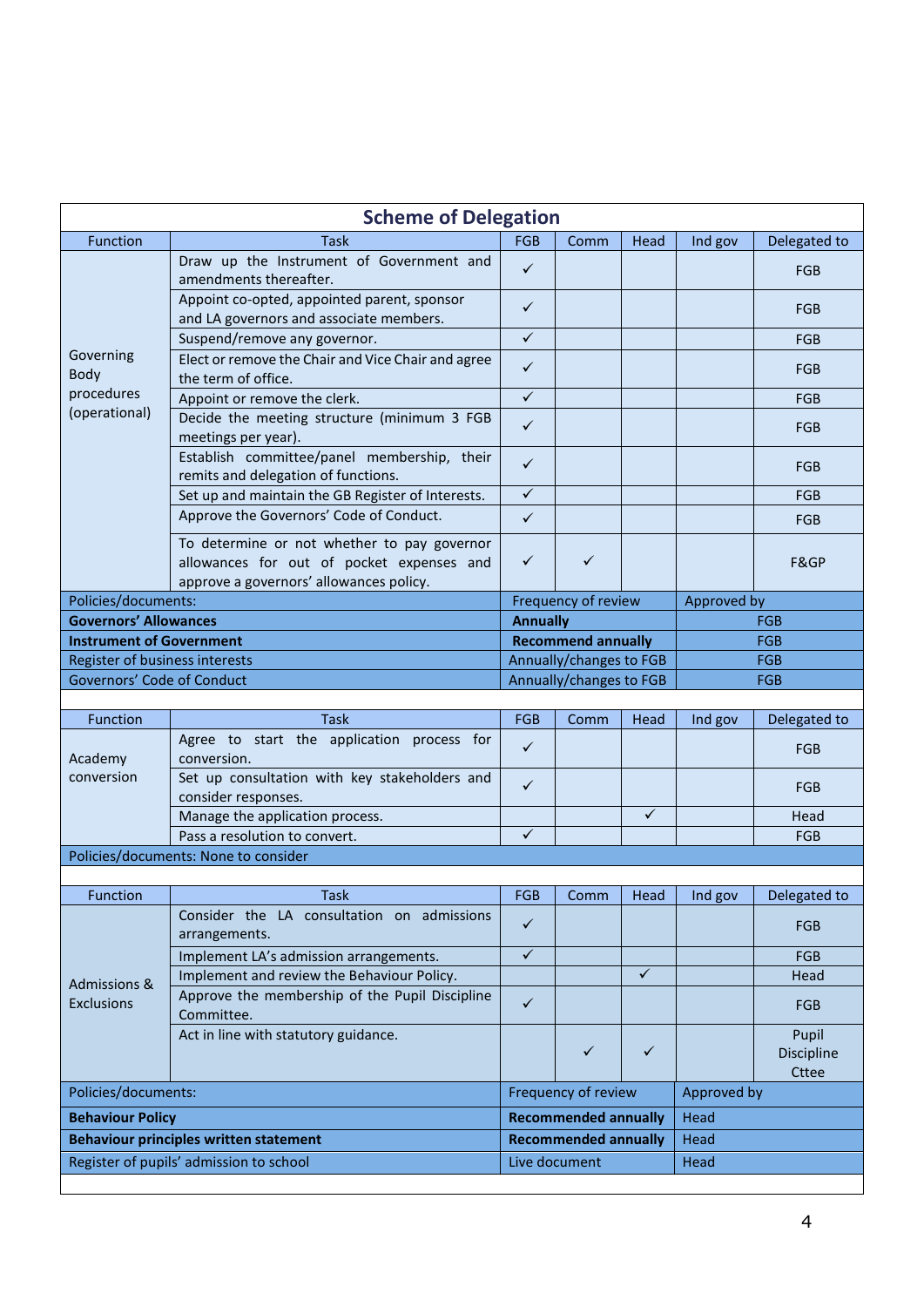## Scheme of Delegation

| Function | Task | FGB | Comm | Head | Ind gov | Delegated to |
|---|---|---|---|---|---|---|
| Governing Body procedures (operational) | Draw up the Instrument of Government and amendments thereafter. | ✓ | | | | FGB |
| | Appoint co-opted, appointed parent, sponsor and LA governors and associate members. | ✓ | | | | FGB |
| | Suspend/remove any governor. | ✓ | | | | FGB |
| | Elect or remove the Chair and Vice Chair and agree the term of office. | ✓ | | | | FGB |
| | Appoint or remove the clerk. | ✓ | | | | FGB |
| | Decide the meeting structure (minimum 3 FGB meetings per year). | ✓ | | | | FGB |
| | Establish committee/panel membership, their remits and delegation of functions. | ✓ | | | | FGB |
| | Set up and maintain the GB Register of Interests. | ✓ | | | | FGB |
| | Approve the Governors' Code of Conduct. | ✓ | | | | FGB |
| | To determine or not whether to pay governor allowances for out of pocket expenses and approve a governors' allowances policy. | ✓ | ✓ | | | F&GP |

| Policies/documents: | Frequency of review | Approved by |
|---|---|---|
| **Governors' Allowances** | **Annually** | FGB |
| **Instrument of Government** | **Recommend annually** | FGB |
| Register of business interests | Annually/changes to FGB | FGB |
| Governors' Code of Conduct | Annually/changes to FGB | FGB |

| Function | Task | FGB | Comm | Head | Ind gov | Delegated to |
|---|---|---|---|---|---|---|
| Academy conversion | Agree to start the application process for conversion. | ✓ | | | | FGB |
| | Set up consultation with key stakeholders and consider responses. | ✓ | | | | FGB |
| | Manage the application process. | | | ✓ | | Head |
| | Pass a resolution to convert. | ✓ | | | | FGB |

Policies/documents: None to consider

| Function | Task | FGB | Comm | Head | Ind gov | Delegated to |
|---|---|---|---|---|---|---|
| Admissions & Exclusions | Consider the LA consultation on admissions arrangements. | ✓ | | | | FGB |
| | Implement LA's admission arrangements. | ✓ | | | | FGB |
| | Implement and review the Behaviour Policy. | | | ✓ | | Head |
| | Approve the membership of the Pupil Discipline Committee. | ✓ | | | | FGB |
| | Act in line with statutory guidance. | | ✓ | ✓ | | Pupil Discipline Cttee |

| Policies/documents: | Frequency of review | Approved by |
|---|---|---|
| **Behaviour Policy** | **Recommended annually** | Head |
| **Behaviour principles written statement** | **Recommended annually** | Head |
| Register of pupils' admission to school | Live document | Head |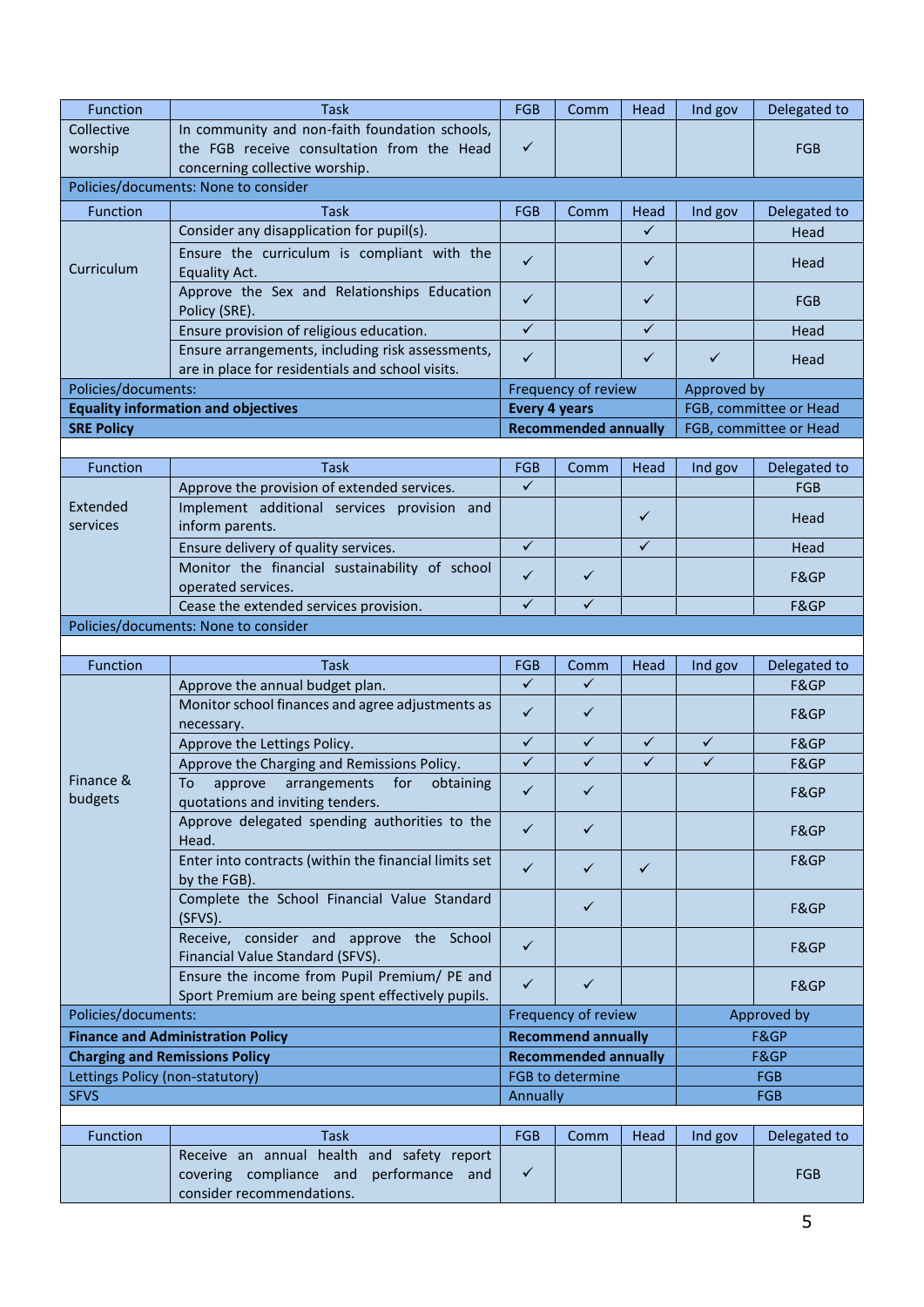| Function | Task | FGB | Comm | Head | Ind gov | Delegated to |
|---|---|---|---|---|---|---|
| Collective worship | In community and non-faith foundation schools, the FGB receive consultation from the Head concerning collective worship. | ✓ | | | | FGB |
| Policies/documents: None to consider | | | | | | |

| Function | Task | FGB | Comm | Head | Ind gov | Delegated to |
|---|---|---|---|---|---|---|
| Curriculum | Consider any disapplication for pupil(s). | | | ✓ | | Head |
| | Ensure the curriculum is compliant with the Equality Act. | ✓ | | ✓ | | Head |
| | Approve the Sex and Relationships Education Policy (SRE). | ✓ | | ✓ | | FGB |
| | Ensure provision of religious education. | ✓ | | ✓ | | Head |
| | Ensure arrangements, including risk assessments, are in place for residentials and school visits. | ✓ | | ✓ | ✓ | Head |

| Policies/documents: | Frequency of review | Approved by |
|---|---|---|
| **Equality information and objectives** | **Every 4 years** | FGB, committee or Head |
| **SRE Policy** | **Recommended annually** | FGB, committee or Head |

| Function | Task | FGB | Comm | Head | Ind gov | Delegated to |
|---|---|---|---|---|---|---|
| Extended services | Approve the provision of extended services. | ✓ | | | | FGB |
| | Implement additional services provision and inform parents. | | | ✓ | | Head |
| | Ensure delivery of quality services. | ✓ | | ✓ | | Head |
| | Monitor the financial sustainability of school operated services. | ✓ | ✓ | | | F&GP |
| | Cease the extended services provision. | ✓ | ✓ | | | F&GP |
| Policies/documents: None to consider | | | | | | |

| Function | Task | FGB | Comm | Head | Ind gov | Delegated to |
|---|---|---|---|---|---|---|
| Finance & budgets | Approve the annual budget plan. | ✓ | ✓ | | | F&GP |
| | Monitor school finances and agree adjustments as necessary. | ✓ | ✓ | | | F&GP |
| | Approve the Lettings Policy. | ✓ | ✓ | ✓ | ✓ | F&GP |
| | Approve the Charging and Remissions Policy. | ✓ | ✓ | ✓ | ✓ | F&GP |
| | To approve arrangements for obtaining quotations and inviting tenders. | ✓ | ✓ | | | F&GP |
| | Approve delegated spending authorities to the Head. | ✓ | ✓ | | | F&GP |
| | Enter into contracts (within the financial limits set by the FGB). | ✓ | ✓ | ✓ | | F&GP |
| | Complete the School Financial Value Standard (SFVS). | | ✓ | | | F&GP |
| | Receive, consider and approve the School Financial Value Standard (SFVS). | ✓ | | | | F&GP |
| | Ensure the income from Pupil Premium/ PE and Sport Premium are being spent effectively pupils. | ✓ | ✓ | | | F&GP |

| Policies/documents: | Frequency of review | Approved by |
|---|---|---|
| **Finance and Administration Policy** | **Recommend annually** | F&GP |
| **Charging and Remissions Policy** | **Recommended annually** | F&GP |
| Lettings Policy (non-statutory) | FGB to determine | FGB |
| SFVS | Annually | FGB |

| Function | Task | FGB | Comm | Head | Ind gov | Delegated to |
|---|---|---|---|---|---|---|
| | Receive an annual health and safety report covering compliance and performance and consider recommendations. | ✓ | | | | FGB |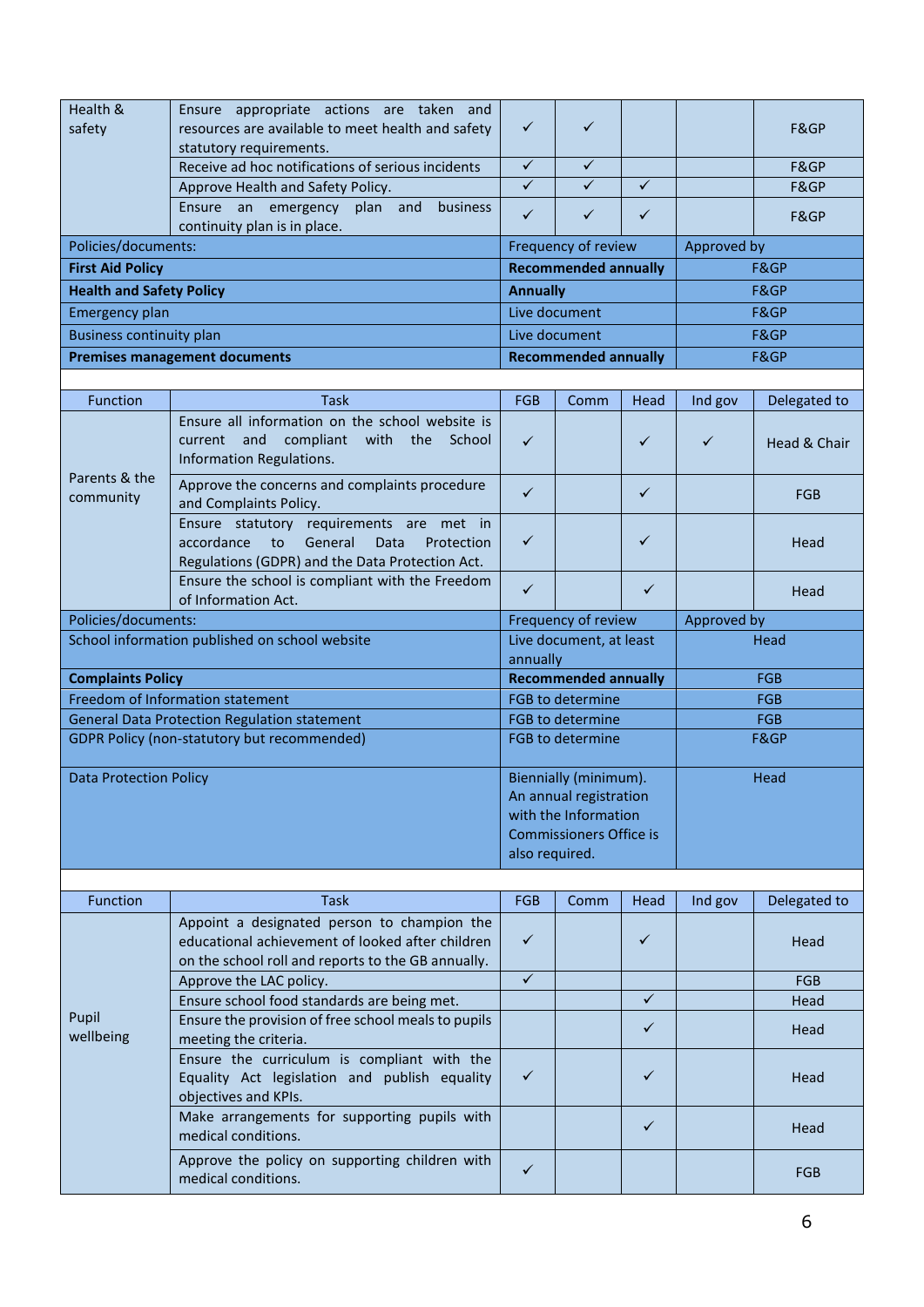| Function | Task | FGB | Comm | Head | Ind gov | Delegated to |
|---|---|---|---|---|---|---|
| Health & safety | Ensure appropriate actions are taken and resources are available to meet health and safety statutory requirements. | ✓ | ✓ | | | F&GP |
| | Receive ad hoc notifications of serious incidents | ✓ | ✓ | | | F&GP |
| | Approve Health and Safety Policy. | ✓ | ✓ | ✓ | | F&GP |
| | Ensure an emergency plan and business continuity plan is in place. | ✓ | ✓ | ✓ | | F&GP |

| Policies/documents: | Frequency of review | Approved by |
|---|---|---|
| **First Aid Policy** | **Recommended annually** | F&GP |
| **Health and Safety Policy** | **Annually** | F&GP |
| Emergency plan | Live document | F&GP |
| Business continuity plan | Live document | F&GP |
| **Premises management documents** | **Recommended annually** | F&GP |

| Function | Task | FGB | Comm | Head | Ind gov | Delegated to |
|---|---|---|---|---|---|---|
| Parents & the community | Ensure all information on the school website is current and compliant with the School Information Regulations. | ✓ | | ✓ | ✓ | Head & Chair |
| | Approve the concerns and complaints procedure and Complaints Policy. | ✓ | | ✓ | | FGB |
| | Ensure statutory requirements are met in accordance to General Data Protection Regulations (GDPR) and the Data Protection Act. | ✓ | | ✓ | | Head |
| | Ensure the school is compliant with the Freedom of Information Act. | ✓ | | ✓ | | Head |

| Policies/documents: | Frequency of review | Approved by |
|---|---|---|
| School information published on school website | Live document, at least annually | Head |
| **Complaints Policy** | **Recommended annually** | FGB |
| Freedom of Information statement | FGB to determine | FGB |
| General Data Protection Regulation statement | FGB to determine | FGB |
| GDPR Policy (non-statutory but recommended) | FGB to determine | F&GP |
| Data Protection Policy | Biennially (minimum). An annual registration with the Information Commissioners Office is also required. | Head |

| Function | Task | FGB | Comm | Head | Ind gov | Delegated to |
|---|---|---|---|---|---|---|
| Pupil wellbeing | Appoint a designated person to champion the educational achievement of looked after children on the school roll and reports to the GB annually. | ✓ | | ✓ | | Head |
| | Approve the LAC policy. | ✓ | | | | FGB |
| | Ensure school food standards are being met. | | | ✓ | | Head |
| | Ensure the provision of free school meals to pupils meeting the criteria. | | | ✓ | | Head |
| | Ensure the curriculum is compliant with the Equality Act legislation and publish equality objectives and KPIs. | ✓ | | ✓ | | Head |
| | Make arrangements for supporting pupils with medical conditions. | | | ✓ | | Head |
| | Approve the policy on supporting children with medical conditions. | ✓ | | | | FGB |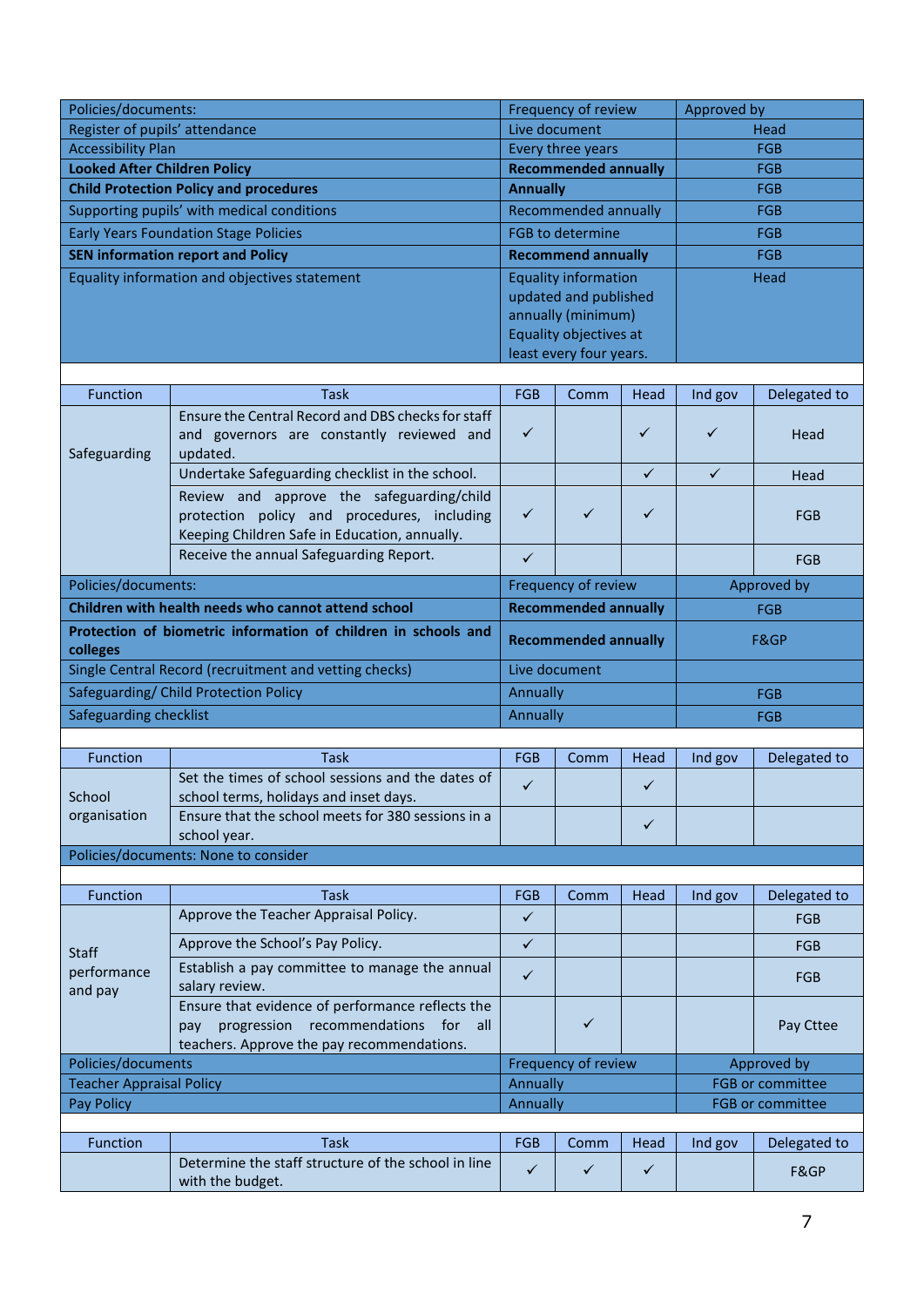| Policies/documents: | Frequency of review | Approved by |
|---|---|---|
| Register of pupils' attendance | Live document | Head |
| Accessibility Plan | Every three years | FGB |
| **Looked After Children Policy** | **Recommended annually** | FGB |
| **Child Protection Policy and procedures** | **Annually** | FGB |
| Supporting pupils' with medical conditions | Recommended annually | FGB |
| Early Years Foundation Stage Policies | FGB to determine | FGB |
| **SEN information report and Policy** | **Recommend annually** | FGB |
| Equality information and objectives statement | Equality information updated and published annually (minimum) Equality objectives at least every four years. | Head |

| Function | Task | FGB | Comm | Head | Ind gov | Delegated to |
|---|---|---|---|---|---|---|
| Safeguarding | Ensure the Central Record and DBS checks for staff and governors are constantly reviewed and updated. | ✓ | | ✓ | ✓ | Head |
| | Undertake Safeguarding checklist in the school. | | | ✓ | ✓ | Head |
| | Review and approve the safeguarding/child protection policy and procedures, including Keeping Children Safe in Education, annually. | ✓ | ✓ | ✓ | | FGB |
| | Receive the annual Safeguarding Report. | ✓ | | | | FGB |

| Policies/documents: | Frequency of review | Approved by |
|---|---|---|
| **Children with health needs who cannot attend school** | **Recommended annually** | FGB |
| **Protection of biometric information of children in schools and colleges** | **Recommended annually** | F&GP |
| Single Central Record (recruitment and vetting checks) | Live document | |
| Safeguarding/ Child Protection Policy | Annually | FGB |
| Safeguarding checklist | Annually | FGB |

| Function | Task | FGB | Comm | Head | Ind gov | Delegated to |
|---|---|---|---|---|---|---|
| School organisation | Set the times of school sessions and the dates of school terms, holidays and inset days. | ✓ | | ✓ | | |
| | Ensure that the school meets for 380 sessions in a school year. | | | ✓ | | |

Policies/documents: None to consider

| Function | Task | FGB | Comm | Head | Ind gov | Delegated to |
|---|---|---|---|---|---|---|
| Staff performance and pay | Approve the Teacher Appraisal Policy. | ✓ | | | | FGB |
| | Approve the School's Pay Policy. | ✓ | | | | FGB |
| | Establish a pay committee to manage the annual salary review. | ✓ | | | | FGB |
| | Ensure that evidence of performance reflects the pay progression recommendations for all teachers. Approve the pay recommendations. | | ✓ | | | Pay Cttee |

| Policies/documents | Frequency of review | Approved by |
|---|---|---|
| Teacher Appraisal Policy | Annually | FGB or committee |
| Pay Policy | Annually | FGB or committee |

| Function | Task | FGB | Comm | Head | Ind gov | Delegated to |
|---|---|---|---|---|---|---|
| | Determine the staff structure of the school in line with the budget. | ✓ | ✓ | ✓ | | F&GP |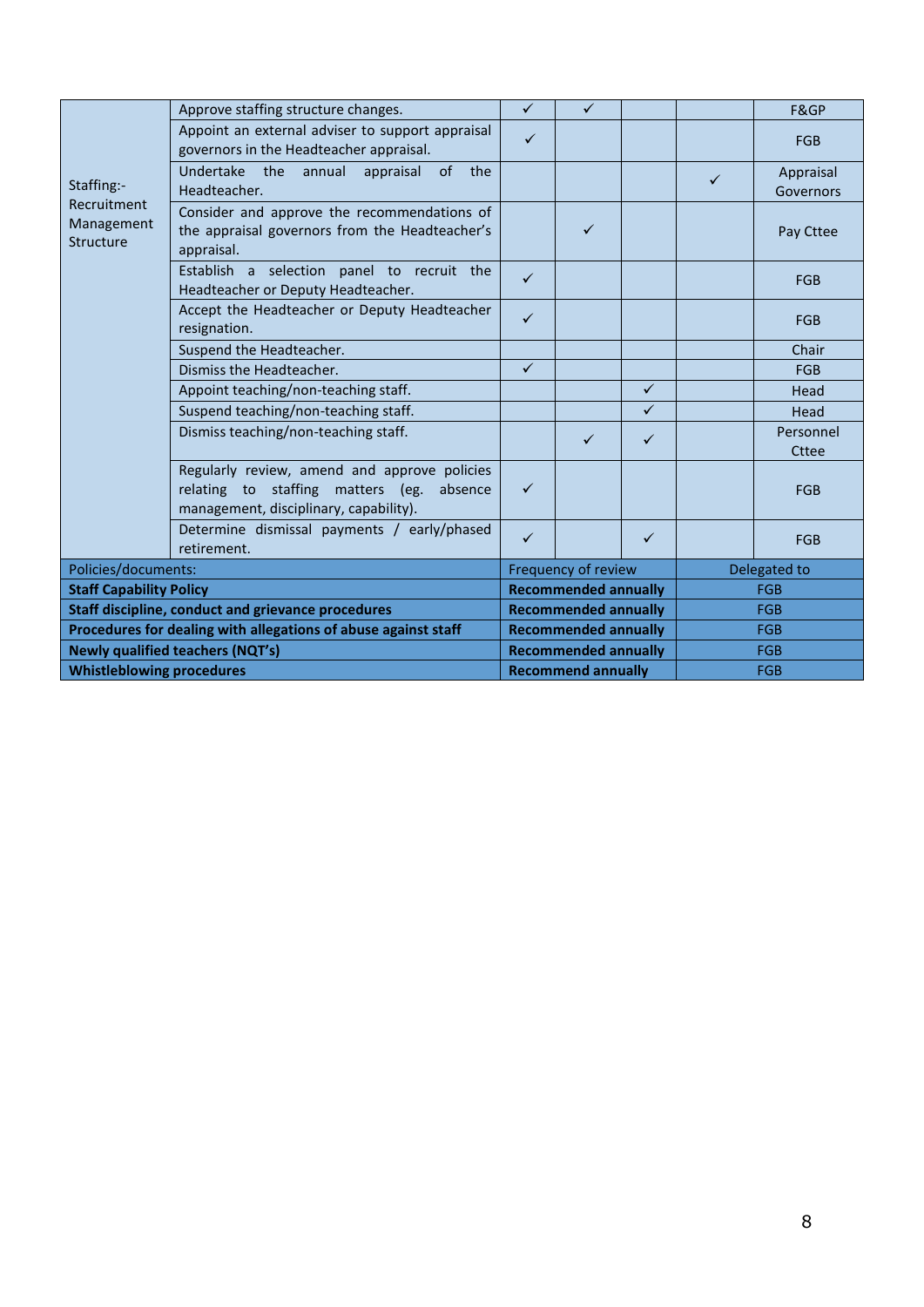| | | | | | | |
|---|---|---|---|---|---|---|
| Staffing:- Recruitment Management Structure | Approve staffing structure changes. | ✓ | ✓ | | | F&GP |
| | Appoint an external adviser to support appraisal governors in the Headteacher appraisal. | ✓ | | | | FGB |
| | Undertake the annual appraisal of the Headteacher. | | | | ✓ | Appraisal Governors |
| | Consider and approve the recommendations of the appraisal governors from the Headteacher's appraisal. | | ✓ | | | Pay Cttee |
| | Establish a selection panel to recruit the Headteacher or Deputy Headteacher. | ✓ | | | | FGB |
| | Accept the Headteacher or Deputy Headteacher resignation. | ✓ | | | | FGB |
| | Suspend the Headteacher. | | | | | Chair |
| | Dismiss the Headteacher. | ✓ | | | | FGB |
| | Appoint teaching/non-teaching staff. | | | ✓ | | Head |
| | Suspend teaching/non-teaching staff. | | | ✓ | | Head |
| | Dismiss teaching/non-teaching staff. | | ✓ | ✓ | | Personnel Cttee |
| | Regularly review, amend and approve policies relating to staffing matters (eg. absence management, disciplinary, capability). | ✓ | | | | FGB |
| | Determine dismissal payments / early/phased retirement. | ✓ | | ✓ | | FGB |

| Policies/documents: | Frequency of review | Delegated to |
|---|---|---|
| **Staff Capability Policy** | **Recommended annually** | FGB |
| **Staff discipline, conduct and grievance procedures** | **Recommended annually** | FGB |
| **Procedures for dealing with allegations of abuse against staff** | **Recommended annually** | FGB |
| **Newly qualified teachers (NQT's)** | **Recommended annually** | FGB |
| **Whistleblowing procedures** | **Recommend annually** | FGB |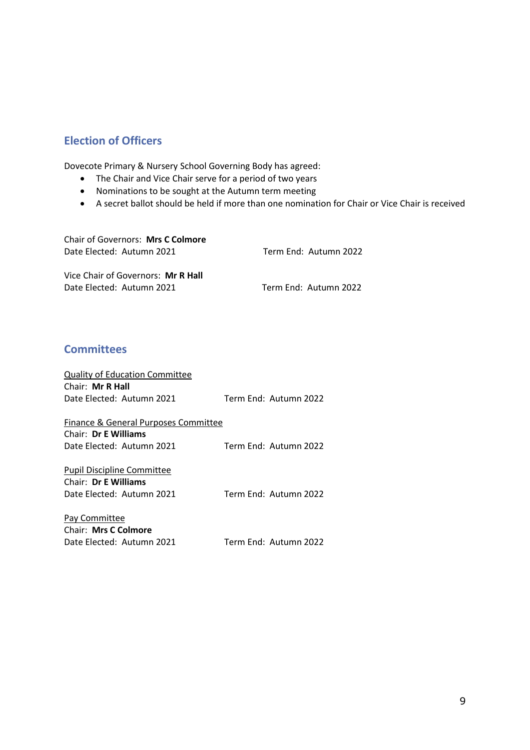## Election of Officers

Dovecote Primary & Nursery School Governing Body has agreed:

- The Chair and Vice Chair serve for a period of two years
- Nominations to be sought at the Autumn term meeting
- A secret ballot should be held if more than one nomination for Chair or Vice Chair is received

Chair of Governors: **Mrs C Colmore**
Date Elected: Autumn 2021 Term End: Autumn 2022

Vice Chair of Governors: **Mr R Hall**
Date Elected: Autumn 2021 Term End: Autumn 2022

## Committees

<u>Quality of Education Committee</u>
Chair: **Mr R Hall**
Date Elected: Autumn 2021 Term End: Autumn 2022

<u>Finance & General Purposes Committee</u>
Chair: **Dr E Williams**
Date Elected: Autumn 2021 Term End: Autumn 2022

<u>Pupil Discipline Committee</u>
Chair: **Dr E Williams**
Date Elected: Autumn 2021 Term End: Autumn 2022

<u>Pay Committee</u>
Chair: **Mrs C Colmore**
Date Elected: Autumn 2021 Term End: Autumn 2022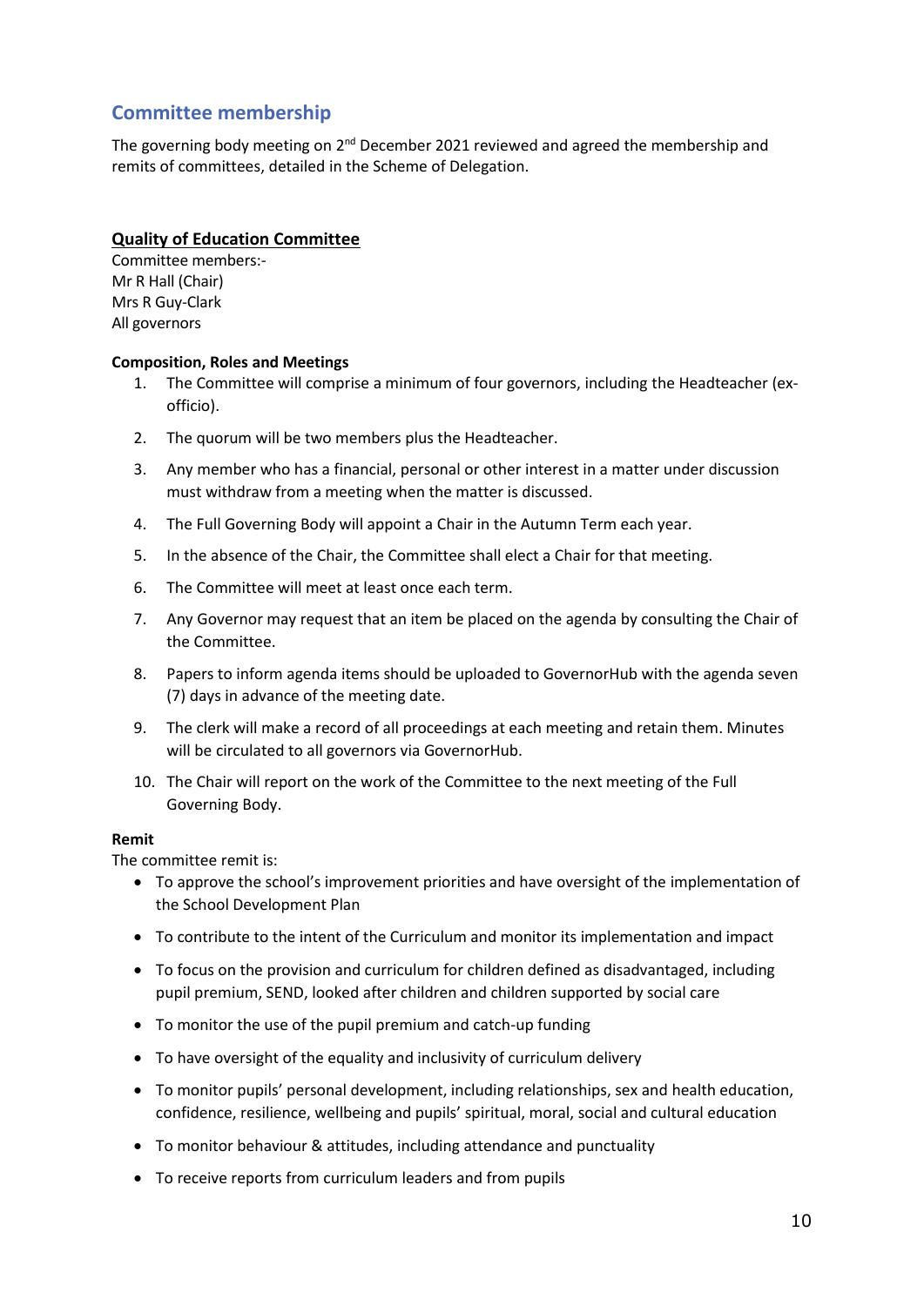## Committee membership

The governing body meeting on 2nd December 2021 reviewed and agreed the membership and remits of committees, detailed in the Scheme of Delegation.

### Quality of Education Committee

Committee members:-
Mr R Hall (Chair)
Mrs R Guy-Clark
All governors

**Composition, Roles and Meetings**

1. The Committee will comprise a minimum of four governors, including the Headteacher (ex-officio).
2. The quorum will be two members plus the Headteacher.
3. Any member who has a financial, personal or other interest in a matter under discussion must withdraw from a meeting when the matter is discussed.
4. The Full Governing Body will appoint a Chair in the Autumn Term each year.
5. In the absence of the Chair, the Committee shall elect a Chair for that meeting.
6. The Committee will meet at least once each term.
7. Any Governor may request that an item be placed on the agenda by consulting the Chair of the Committee.
8. Papers to inform agenda items should be uploaded to GovernorHub with the agenda seven (7) days in advance of the meeting date.
9. The clerk will make a record of all proceedings at each meeting and retain them. Minutes will be circulated to all governors via GovernorHub.
10. The Chair will report on the work of the Committee to the next meeting of the Full Governing Body.

**Remit**

The committee remit is:

- To approve the school's improvement priorities and have oversight of the implementation of the School Development Plan
- To contribute to the intent of the Curriculum and monitor its implementation and impact
- To focus on the provision and curriculum for children defined as disadvantaged, including pupil premium, SEND, looked after children and children supported by social care
- To monitor the use of the pupil premium and catch-up funding
- To have oversight of the equality and inclusivity of curriculum delivery
- To monitor pupils' personal development, including relationships, sex and health education, confidence, resilience, wellbeing and pupils' spiritual, moral, social and cultural education
- To monitor behaviour & attitudes, including attendance and punctuality
- To receive reports from curriculum leaders and from pupils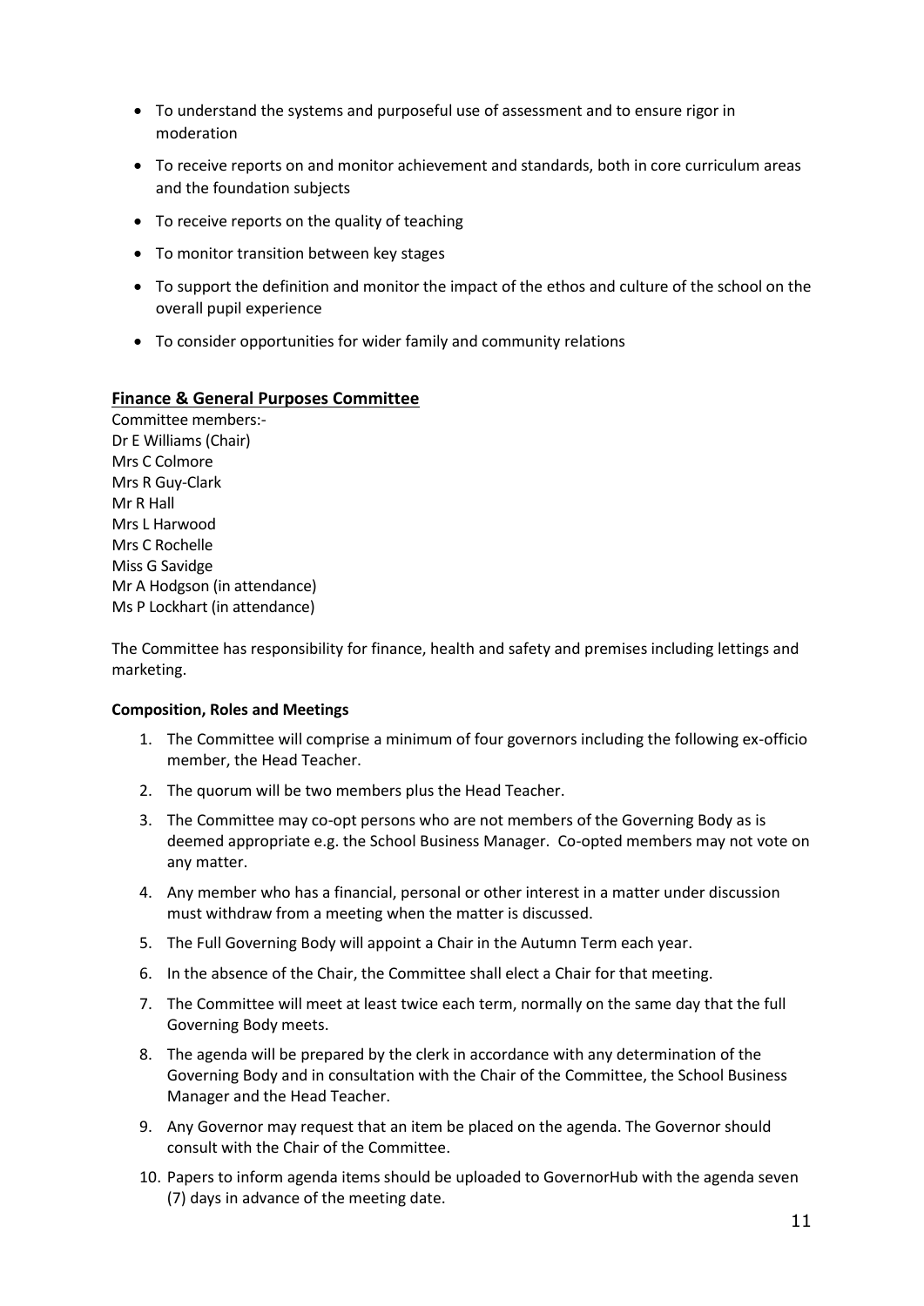- To understand the systems and purposeful use of assessment and to ensure rigor in moderation
- To receive reports on and monitor achievement and standards, both in core curriculum areas and the foundation subjects
- To receive reports on the quality of teaching
- To monitor transition between key stages
- To support the definition and monitor the impact of the ethos and culture of the school on the overall pupil experience
- To consider opportunities for wider family and community relations

## Finance & General Purposes Committee

Committee members:-
Dr E Williams (Chair)
Mrs C Colmore
Mrs R Guy-Clark
Mr R Hall
Mrs L Harwood
Mrs C Rochelle
Miss G Savidge
Mr A Hodgson (in attendance)
Ms P Lockhart (in attendance)

The Committee has responsibility for finance, health and safety and premises including lettings and marketing.

**Composition, Roles and Meetings**

1. The Committee will comprise a minimum of four governors including the following ex-officio member, the Head Teacher.
2. The quorum will be two members plus the Head Teacher.
3. The Committee may co-opt persons who are not members of the Governing Body as is deemed appropriate e.g. the School Business Manager. Co-opted members may not vote on any matter.
4. Any member who has a financial, personal or other interest in a matter under discussion must withdraw from a meeting when the matter is discussed.
5. The Full Governing Body will appoint a Chair in the Autumn Term each year.
6. In the absence of the Chair, the Committee shall elect a Chair for that meeting.
7. The Committee will meet at least twice each term, normally on the same day that the full Governing Body meets.
8. The agenda will be prepared by the clerk in accordance with any determination of the Governing Body and in consultation with the Chair of the Committee, the School Business Manager and the Head Teacher.
9. Any Governor may request that an item be placed on the agenda. The Governor should consult with the Chair of the Committee.
10. Papers to inform agenda items should be uploaded to GovernorHub with the agenda seven (7) days in advance of the meeting date.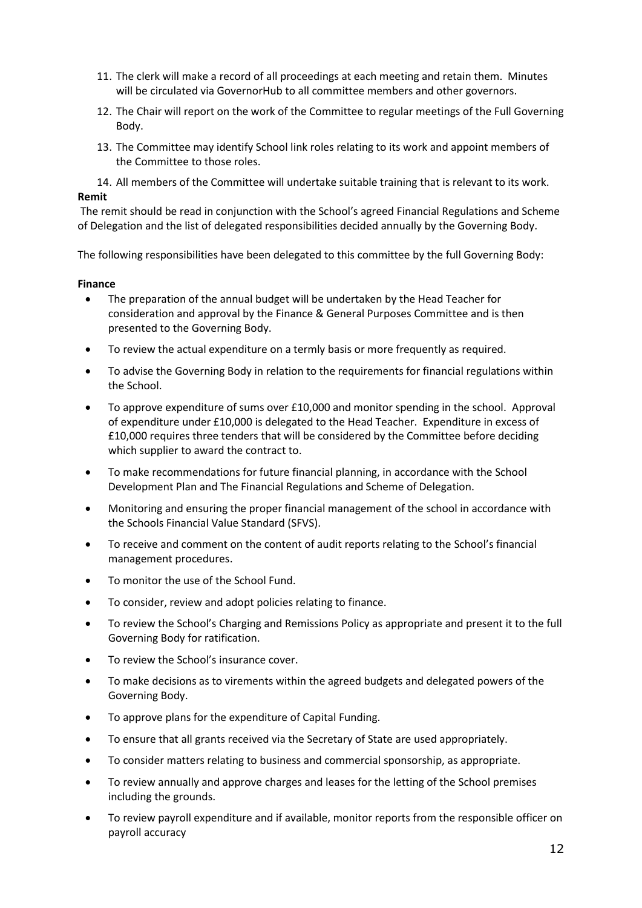11. The clerk will make a record of all proceedings at each meeting and retain them. Minutes will be circulated via GovernorHub to all committee members and other governors.
12. The Chair will report on the work of the Committee to regular meetings of the Full Governing Body.
13. The Committee may identify School link roles relating to its work and appoint members of the Committee to those roles.
14. All members of the Committee will undertake suitable training that is relevant to its work.

**Remit**

The remit should be read in conjunction with the School's agreed Financial Regulations and Scheme of Delegation and the list of delegated responsibilities decided annually by the Governing Body.

The following responsibilities have been delegated to this committee by the full Governing Body:

**Finance**

- The preparation of the annual budget will be undertaken by the Head Teacher for consideration and approval by the Finance & General Purposes Committee and is then presented to the Governing Body.
- To review the actual expenditure on a termly basis or more frequently as required.
- To advise the Governing Body in relation to the requirements for financial regulations within the School.
- To approve expenditure of sums over £10,000 and monitor spending in the school. Approval of expenditure under £10,000 is delegated to the Head Teacher. Expenditure in excess of £10,000 requires three tenders that will be considered by the Committee before deciding which supplier to award the contract to.
- To make recommendations for future financial planning, in accordance with the School Development Plan and The Financial Regulations and Scheme of Delegation.
- Monitoring and ensuring the proper financial management of the school in accordance with the Schools Financial Value Standard (SFVS).
- To receive and comment on the content of audit reports relating to the School's financial management procedures.
- To monitor the use of the School Fund.
- To consider, review and adopt policies relating to finance.
- To review the School's Charging and Remissions Policy as appropriate and present it to the full Governing Body for ratification.
- To review the School's insurance cover.
- To make decisions as to virements within the agreed budgets and delegated powers of the Governing Body.
- To approve plans for the expenditure of Capital Funding.
- To ensure that all grants received via the Secretary of State are used appropriately.
- To consider matters relating to business and commercial sponsorship, as appropriate.
- To review annually and approve charges and leases for the letting of the School premises including the grounds.
- To review payroll expenditure and if available, monitor reports from the responsible officer on payroll accuracy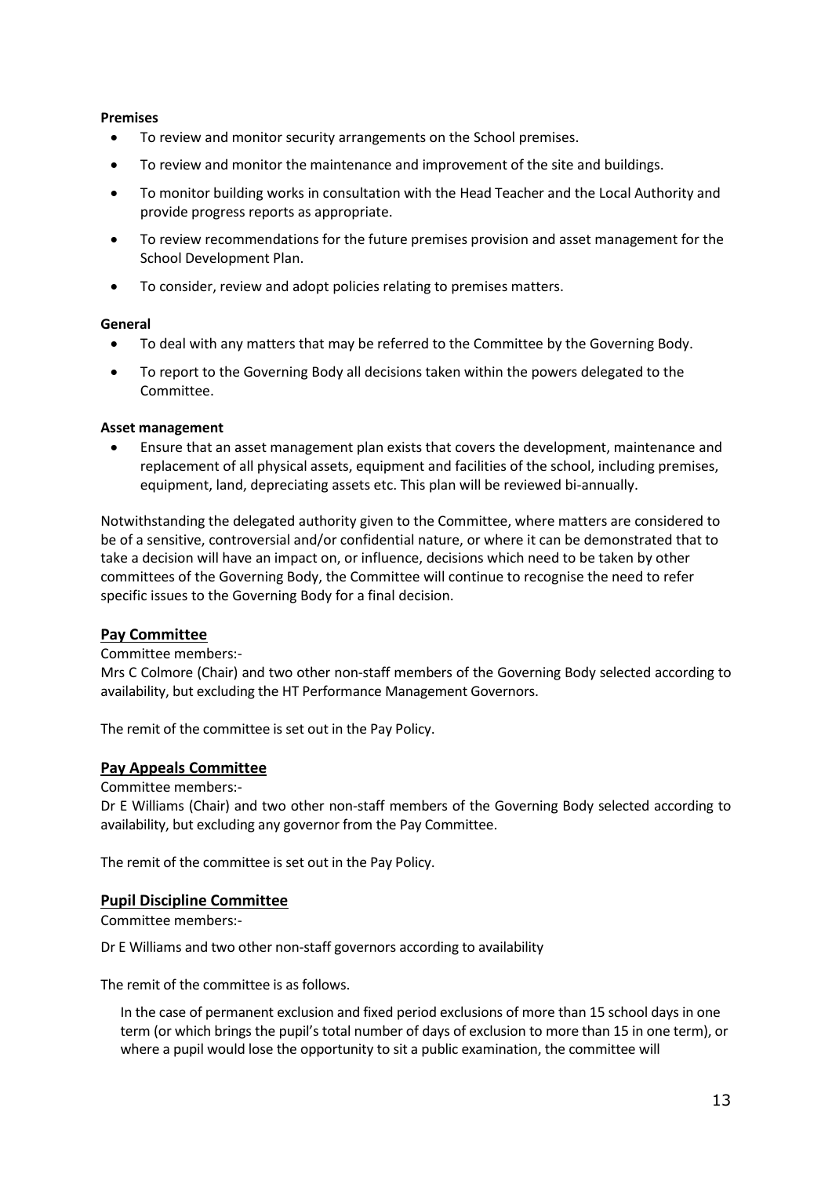**Premises**

- To review and monitor security arrangements on the School premises.
- To review and monitor the maintenance and improvement of the site and buildings.
- To monitor building works in consultation with the Head Teacher and the Local Authority and provide progress reports as appropriate.
- To review recommendations for the future premises provision and asset management for the School Development Plan.
- To consider, review and adopt policies relating to premises matters.

**General**

- To deal with any matters that may be referred to the Committee by the Governing Body.
- To report to the Governing Body all decisions taken within the powers delegated to the Committee.

**Asset management**

- Ensure that an asset management plan exists that covers the development, maintenance and replacement of all physical assets, equipment and facilities of the school, including premises, equipment, land, depreciating assets etc. This plan will be reviewed bi-annually.

Notwithstanding the delegated authority given to the Committee, where matters are considered to be of a sensitive, controversial and/or confidential nature, or where it can be demonstrated that to take a decision will have an impact on, or influence, decisions which need to be taken by other committees of the Governing Body, the Committee will continue to recognise the need to refer specific issues to the Governing Body for a final decision.

## Pay Committee

Committee members:-
Mrs C Colmore (Chair) and two other non-staff members of the Governing Body selected according to availability, but excluding the HT Performance Management Governors.

The remit of the committee is set out in the Pay Policy.

## Pay Appeals Committee

Committee members:-
Dr E Williams (Chair) and two other non-staff members of the Governing Body selected according to availability, but excluding any governor from the Pay Committee.

The remit of the committee is set out in the Pay Policy.

## Pupil Discipline Committee

Committee members:-

Dr E Williams and two other non-staff governors according to availability

The remit of the committee is as follows.

In the case of permanent exclusion and fixed period exclusions of more than 15 school days in one term (or which brings the pupil's total number of days of exclusion to more than 15 in one term), or where a pupil would lose the opportunity to sit a public examination, the committee will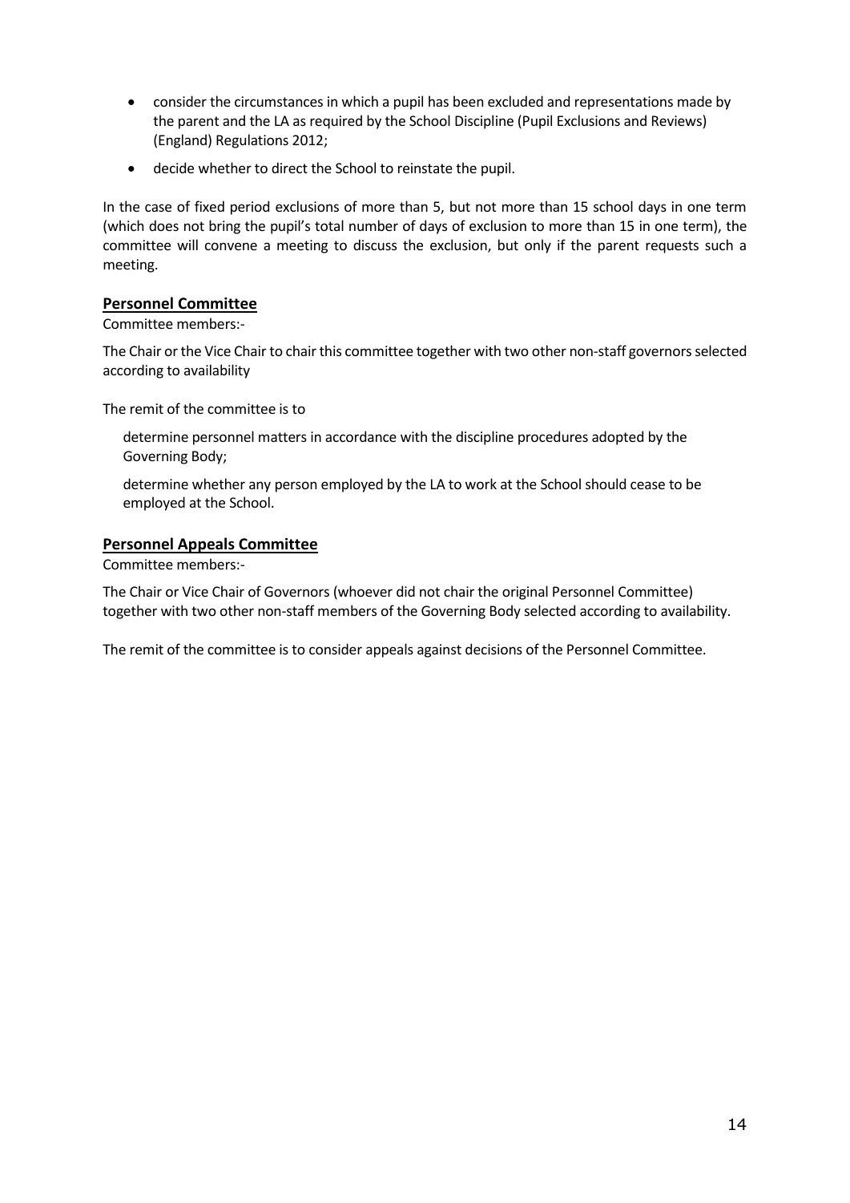- consider the circumstances in which a pupil has been excluded and representations made by the parent and the LA as required by the School Discipline (Pupil Exclusions and Reviews) (England) Regulations 2012;
- decide whether to direct the School to reinstate the pupil.

In the case of fixed period exclusions of more than 5, but not more than 15 school days in one term (which does not bring the pupil's total number of days of exclusion to more than 15 in one term), the committee will convene a meeting to discuss the exclusion, but only if the parent requests such a meeting.

## Personnel Committee

Committee members:-

The Chair or the Vice Chair to chair this committee together with two other non-staff governors selected according to availability

The remit of the committee is to

determine personnel matters in accordance with the discipline procedures adopted by the Governing Body;

determine whether any person employed by the LA to work at the School should cease to be employed at the School.

## Personnel Appeals Committee

Committee members:-

The Chair or Vice Chair of Governors (whoever did not chair the original Personnel Committee) together with two other non-staff members of the Governing Body selected according to availability.

The remit of the committee is to consider appeals against decisions of the Personnel Committee.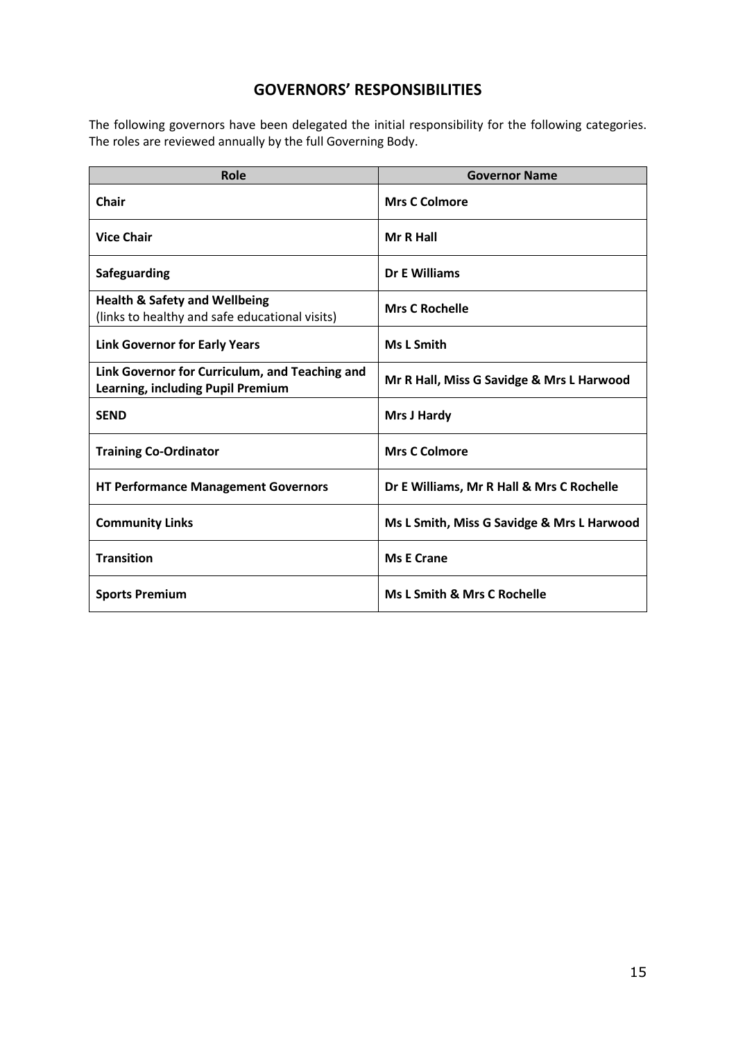## GOVERNORS' RESPONSIBILITIES

The following governors have been delegated the initial responsibility for the following categories. The roles are reviewed annually by the full Governing Body.

| Role | Governor Name |
|---|---|
| **Chair** | **Mrs C Colmore** |
| **Vice Chair** | **Mr R Hall** |
| **Safeguarding** | **Dr E Williams** |
| **Health & Safety and Wellbeing** (links to healthy and safe educational visits) | **Mrs C Rochelle** |
| **Link Governor for Early Years** | **Ms L Smith** |
| **Link Governor for Curriculum, and Teaching and Learning, including Pupil Premium** | **Mr R Hall, Miss G Savidge & Mrs L Harwood** |
| **SEND** | **Mrs J Hardy** |
| **Training Co-Ordinator** | **Mrs C Colmore** |
| **HT Performance Management Governors** | **Dr E Williams, Mr R Hall & Mrs C Rochelle** |
| **Community Links** | **Ms L Smith, Miss G Savidge & Mrs L Harwood** |
| **Transition** | **Ms E Crane** |
| **Sports Premium** | **Ms L Smith & Mrs C Rochelle** |